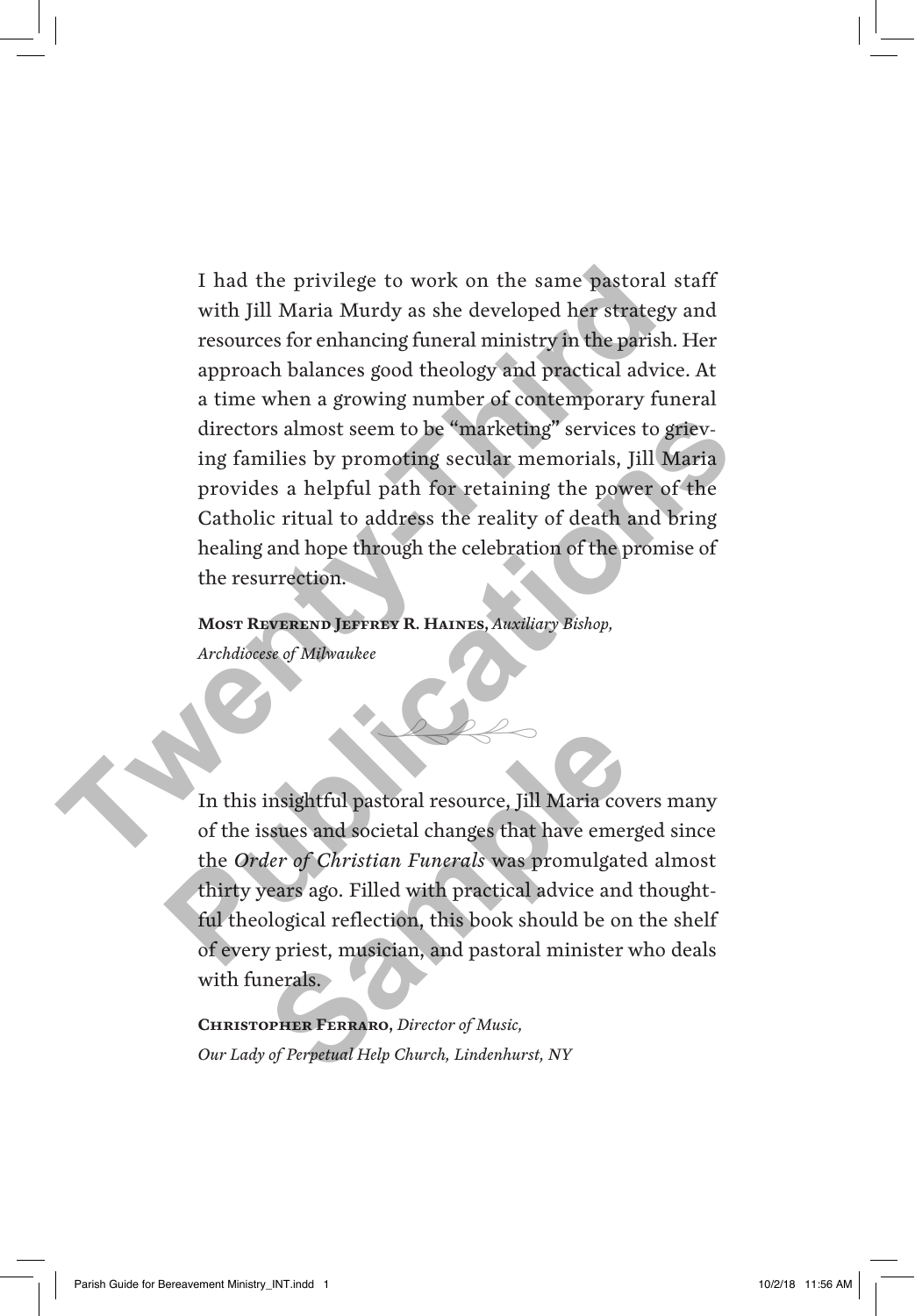I had the privilege to work on the same pastoral staff with Jill Maria Murdy as she developed her strategy and resources for enhancing funeral ministry in the parish. Her approach balances good theology and practical advice. At a time when a growing number of contemporary funeral directors almost seem to be "marketing" services to grieving families by promoting secular memorials, Jill Maria provides a helpful path for retaining the power of the Catholic ritual to address the reality of death and bring healing and hope through the celebration of the promise of the resurrection.

**Most Reverend Jeffrey R. Haines**, *Auxiliary Bishop, Archdiocese of Milwaukee*

In this insightful pastoral resource, Jill Maria covers many of the issues and societal changes that have emerged since the *Order of Christian Funerals* was promulgated almost thirty years ago. Filled with practical advice and thoughtful theological reflection, this book should be on the shelf of every priest, musician, and pastoral minister who deals with funerals.

**Christopher Ferraro**, *Director of Music, Our Lady of Perpetual Help Church, Lindenhurst, NY*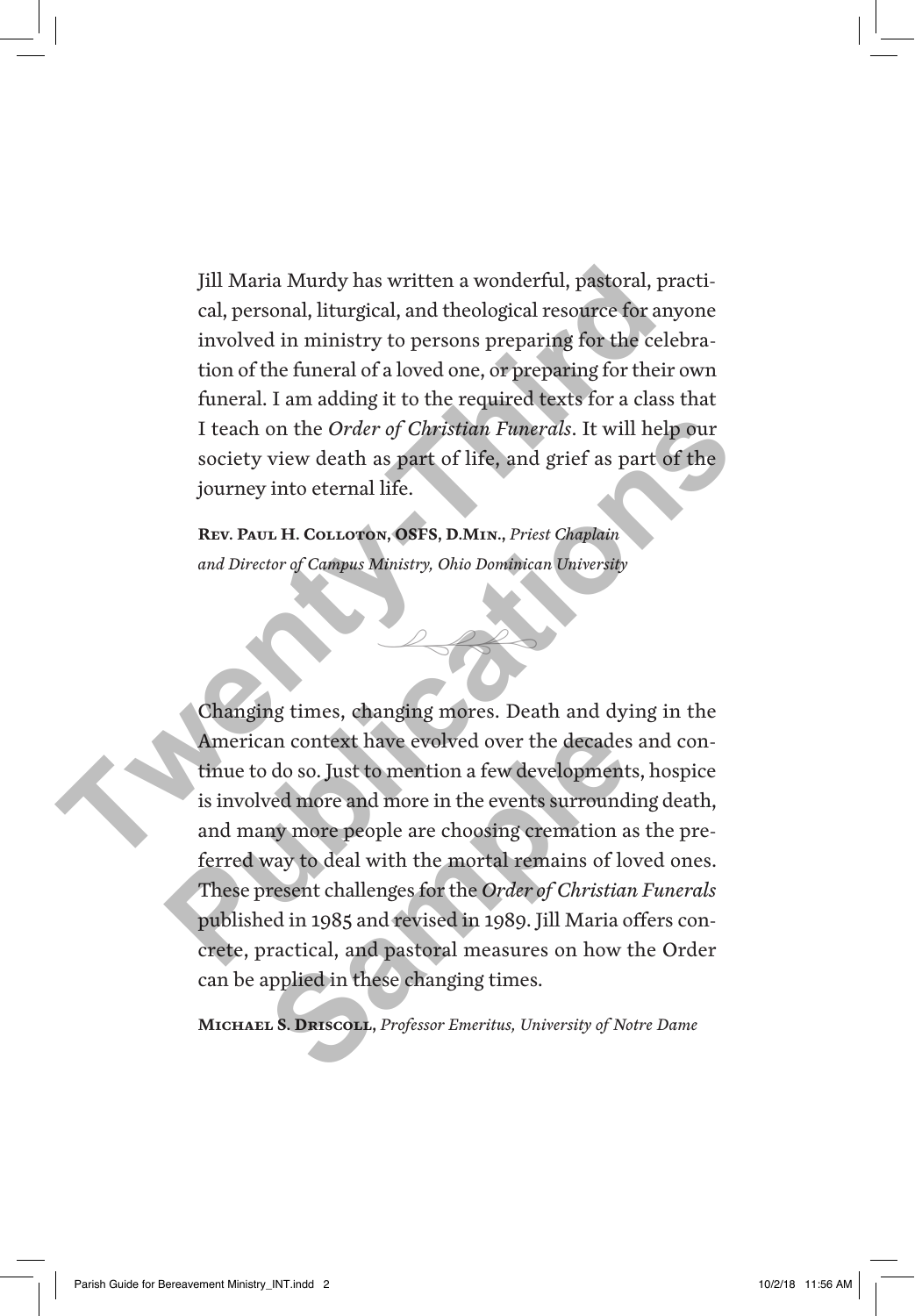Jill Maria Murdy has written a wonderful, pastoral, practical, personal, liturgical, and theological resource for anyone involved in ministry to persons preparing for the celebration of the funeral of a loved one, or preparing for their own funeral. I am adding it to the required texts for a class that I teach on the *Order of Christian Funerals*. It will help our society view death as part of life, and grief as part of the journey into eternal life.

**Rev. Paul H. Colloton, OSFS, D.Min.**, *Priest Chaplain and Director of Campus Ministry, Ohio Dominican University*

Changing times, changing mores. Death and dying in the American context have evolved over the decades and continue to do so. Just to mention a few developments, hospice is involved more and more in the events surrounding death, and many more people are choosing cremation as the preferred way to deal with the mortal remains of loved ones. These present challenges for the *Order of Christian Funerals* published in 1985 and revised in 1989. Jill Maria offers concrete, practical, and pastoral measures on how the Order can be applied in these changing times.

**Michael S. Driscoll**, *Professor Emeritus, University of Notre Dame*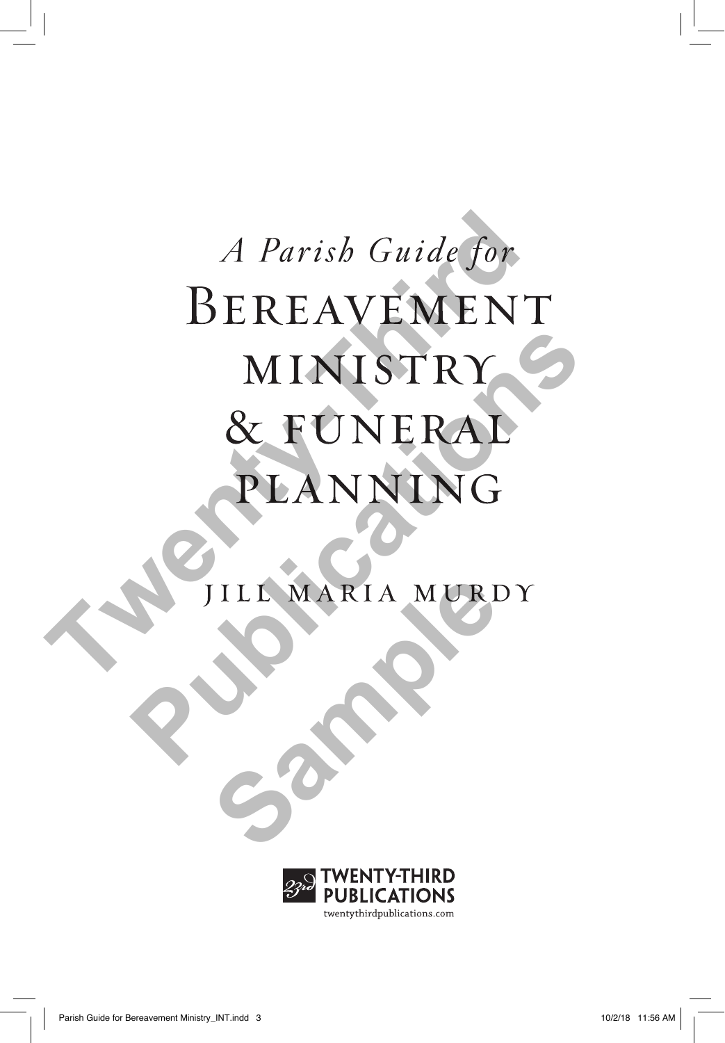*A Parish Guide for*

# Bereavement Ministry & Funeral Planning

JILL MARIA MURDY

TWENTY-THIRD PUBLICATIONS

twentythirdpublications.com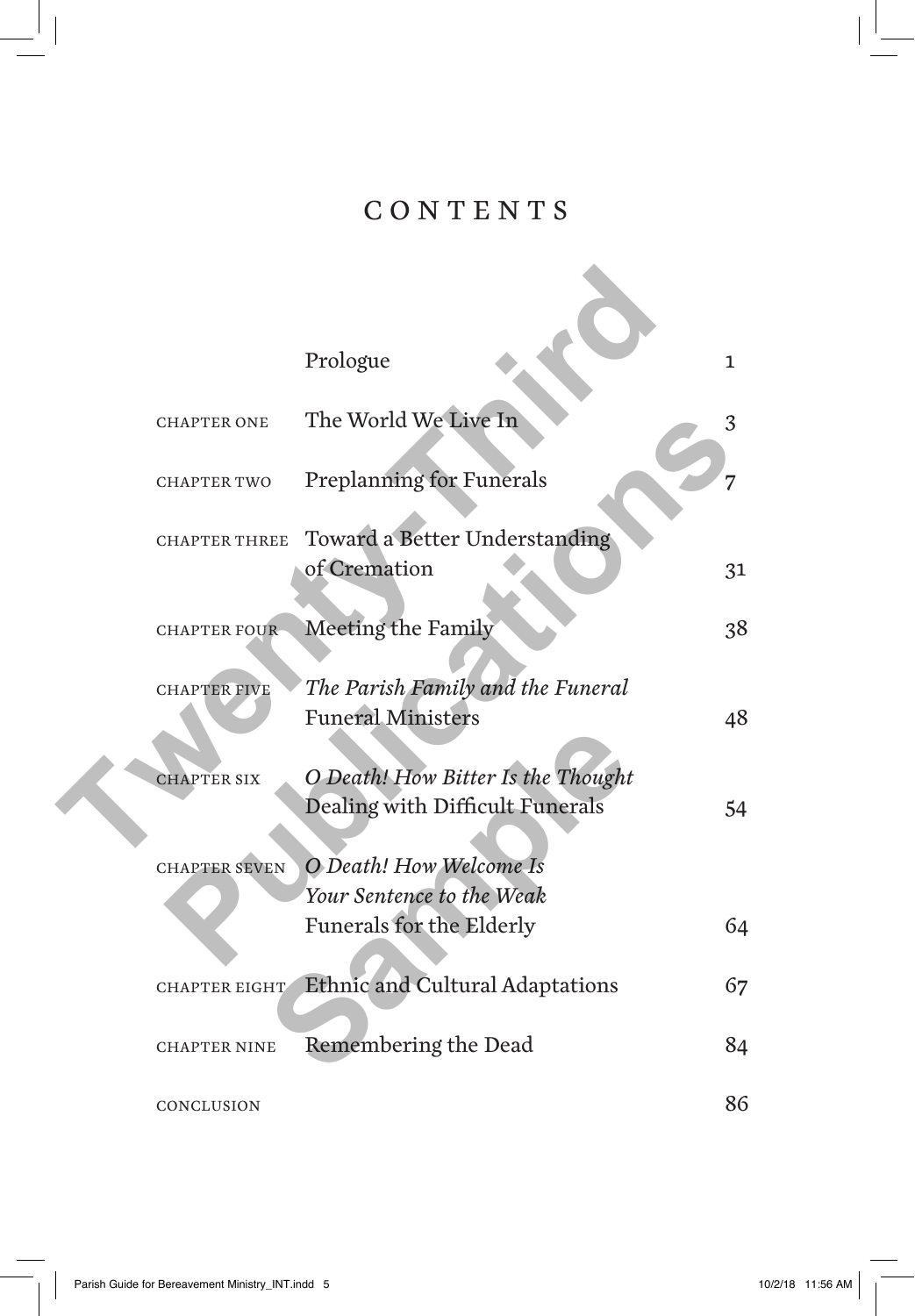# CONTENTS

| | | |
|---|---|---|
| | Prologue | 1 |
| CHAPTER ONE | The World We Live In | 3 |
| CHAPTER TWO | Preplanning for Funerals | 7 |
| CHAPTER THREE | Toward a Better Understanding of Cremation | 31 |
| CHAPTER FOUR | Meeting the Family | 38 |
| CHAPTER FIVE | *The Parish Family and the Funeral* Funeral Ministers | 48 |
| CHAPTER SIX | *O Death! How Bitter Is the Thought* Dealing with Difficult Funerals | 54 |
| CHAPTER SEVEN | *O Death! How Welcome Is Your Sentence to the Weak* Funerals for the Elderly | 64 |
| CHAPTER EIGHT | Ethnic and Cultural Adaptations | 67 |
| CHAPTER NINE | Remembering the Dead | 84 |
| CONCLUSION | | 86 |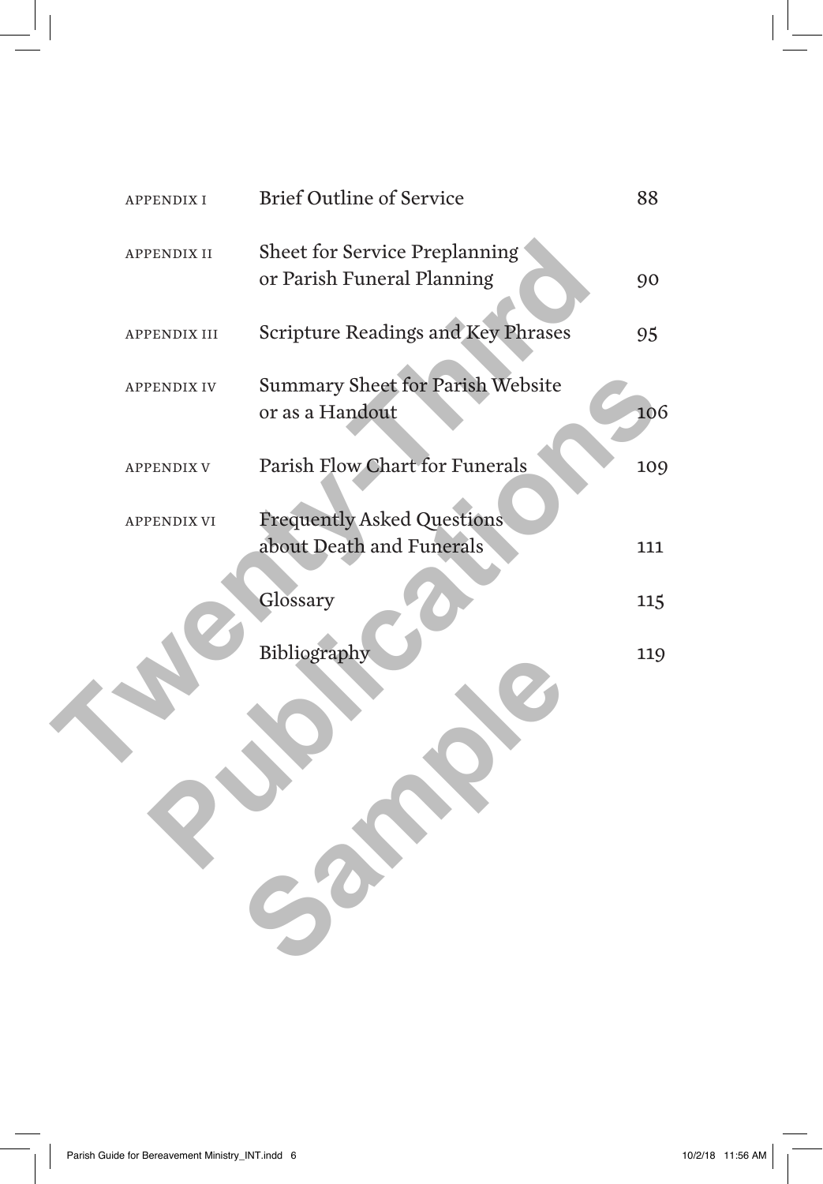| | | |
|---|---|---|
| APPENDIX I | Brief Outline of Service | 88 |
| APPENDIX II | Sheet for Service Preplanning or Parish Funeral Planning | 90 |
| APPENDIX III | Scripture Readings and Key Phrases | 95 |
| APPENDIX IV | Summary Sheet for Parish Website or as a Handout | 106 |
| APPENDIX V | Parish Flow Chart for Funerals | 109 |
| APPENDIX VI | Frequently Asked Questions about Death and Funerals | 111 |
| | Glossary | 115 |
| | Bibliography | 119 |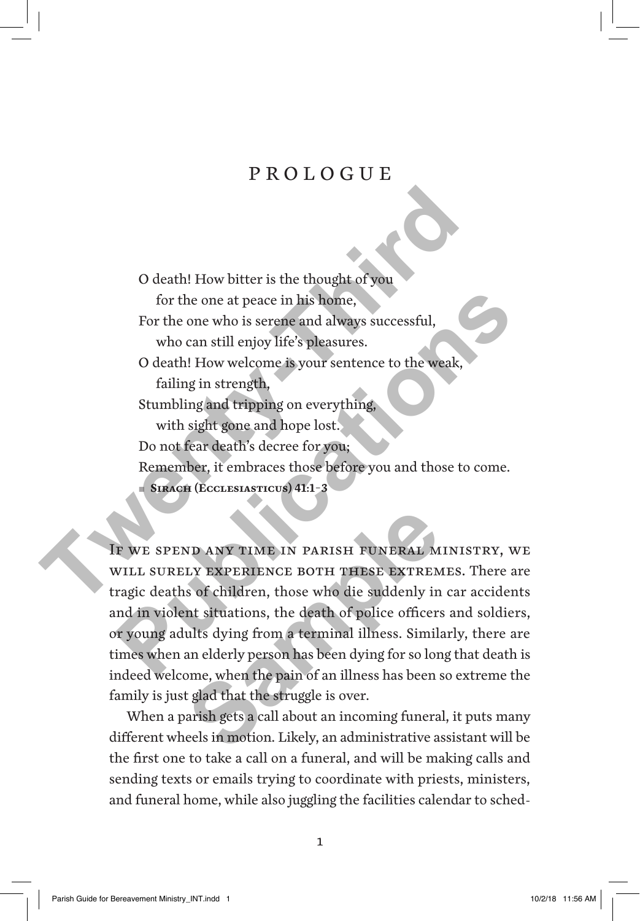# PROLOGUE

O death! How bitter is the thought of you
  for the one at peace in his home,
For the one who is serene and always successful,
  who can still enjoy life's pleasures.
O death! How welcome is your sentence to the weak,
  failing in strength,
Stumbling and tripping on everything,
  with sight gone and hope lost.
Do not fear death's decree for you;
Remember, it embraces those before you and those to come.

■ **Sirach (Ecclesiasticus) 41:1–3**

If we spend any time in parish funeral ministry, we will surely experience both these extremes. There are tragic deaths of children, those who die suddenly in car accidents and in violent situations, the death of police officers and soldiers, or young adults dying from a terminal illness. Similarly, there are times when an elderly person has been dying for so long that death is indeed welcome, when the pain of an illness has been so extreme the family is just glad that the struggle is over.

When a parish gets a call about an incoming funeral, it puts many different wheels in motion. Likely, an administrative assistant will be the first one to take a call on a funeral, and will be making calls and sending texts or emails trying to coordinate with priests, ministers, and funeral home, while also juggling the facilities calendar to sched-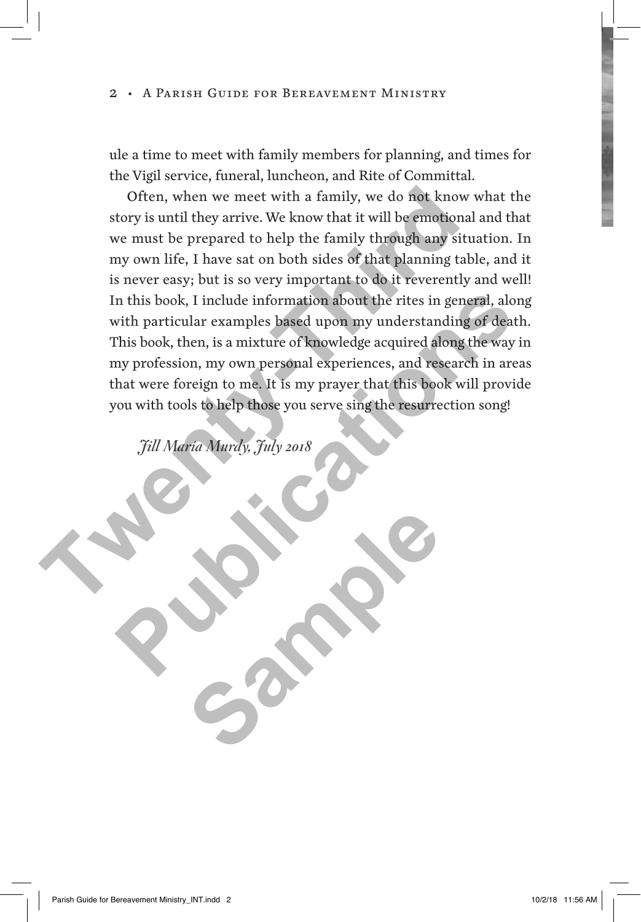ule a time to meet with family members for planning, and times for the Vigil service, funeral, luncheon, and Rite of Committal.

Often, when we meet with a family, we do not know what the story is until they arrive. We know that it will be emotional and that we must be prepared to help the family through any situation. In my own life, I have sat on both sides of that planning table, and it is never easy; but is so very important to do it reverently and well! In this book, I include information about the rites in general, along with particular examples based upon my understanding of death. This book, then, is a mixture of knowledge acquired along the way in my profession, my own personal experiences, and research in areas that were foreign to me. It is my prayer that this book will provide you with tools to help those you serve sing the resurrection song!

*Jill Maria Murdy, July 2018*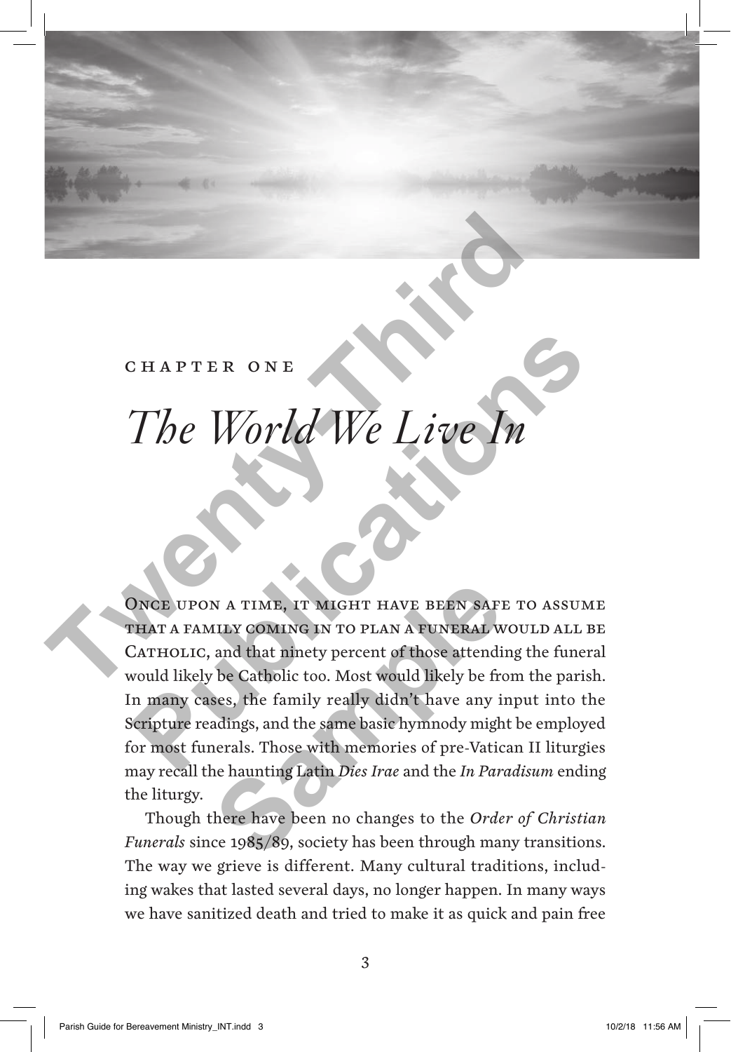CHAPTER ONE

# *The World We Live In*

ONCE UPON A TIME, IT MIGHT HAVE BEEN SAFE TO ASSUME THAT A FAMILY COMING IN TO PLAN A FUNERAL WOULD ALL BE CATHOLIC, and that ninety percent of those attending the funeral would likely be Catholic too. Most would likely be from the parish. In many cases, the family really didn't have any input into the Scripture readings, and the same basic hymnody might be employed for most funerals. Those with memories of pre-Vatican II liturgies may recall the haunting Latin *Dies Irae* and the *In Paradisum* ending the liturgy.

Though there have been no changes to the *Order of Christian Funerals* since 1985/89, society has been through many transitions. The way we grieve is different. Many cultural traditions, including wakes that lasted several days, no longer happen. In many ways we have sanitized death and tried to make it as quick and pain free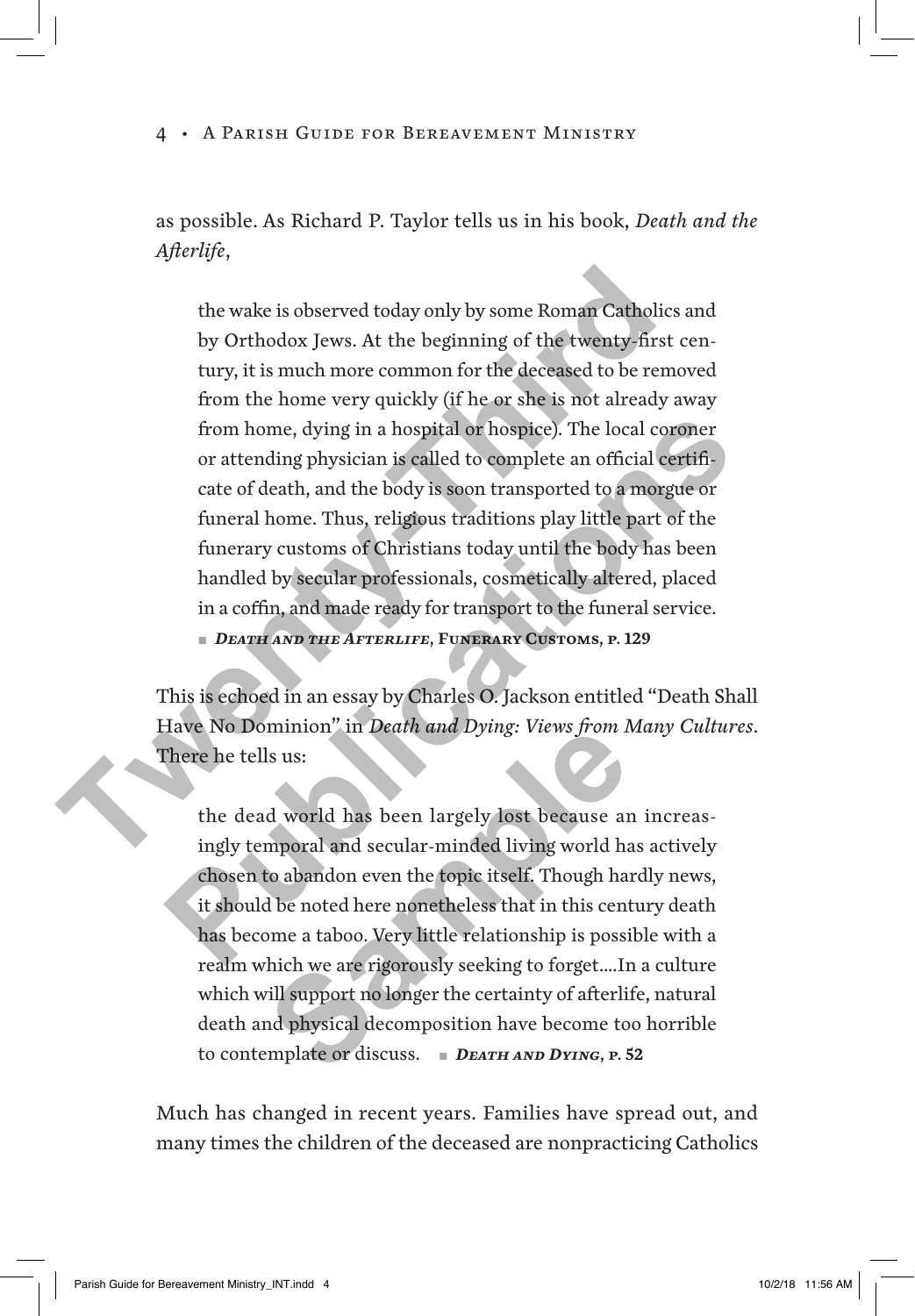as possible. As Richard P. Taylor tells us in his book, *Death and the Afterlife*,

> the wake is observed today only by some Roman Catholics and by Orthodox Jews. At the beginning of the twenty-first century, it is much more common for the deceased to be removed from the home very quickly (if he or she is not already away from home, dying in a hospital or hospice). The local coroner or attending physician is called to complete an official certificate of death, and the body is soon transported to a morgue or funeral home. Thus, religious traditions play little part of the funerary customs of Christians today until the body has been handled by secular professionals, cosmetically altered, placed in a coffin, and made ready for transport to the funeral service.
> ■ ***Death and the Afterlife*, Funerary Customs, p. 129**

This is echoed in an essay by Charles O. Jackson entitled "Death Shall Have No Dominion" in *Death and Dying: Views from Many Cultures*. There he tells us:

> the dead world has been largely lost because an increasingly temporal and secular-minded living world has actively chosen to abandon even the topic itself. Though hardly news, it should be noted here nonetheless that in this century death has become a taboo. Very little relationship is possible with a realm which we are rigorously seeking to forget....In a culture which will support no longer the certainty of afterlife, natural death and physical decomposition have become too horrible to contemplate or discuss. ■ ***Death and Dying*, p. 52**

Much has changed in recent years. Families have spread out, and many times the children of the deceased are nonpracticing Catholics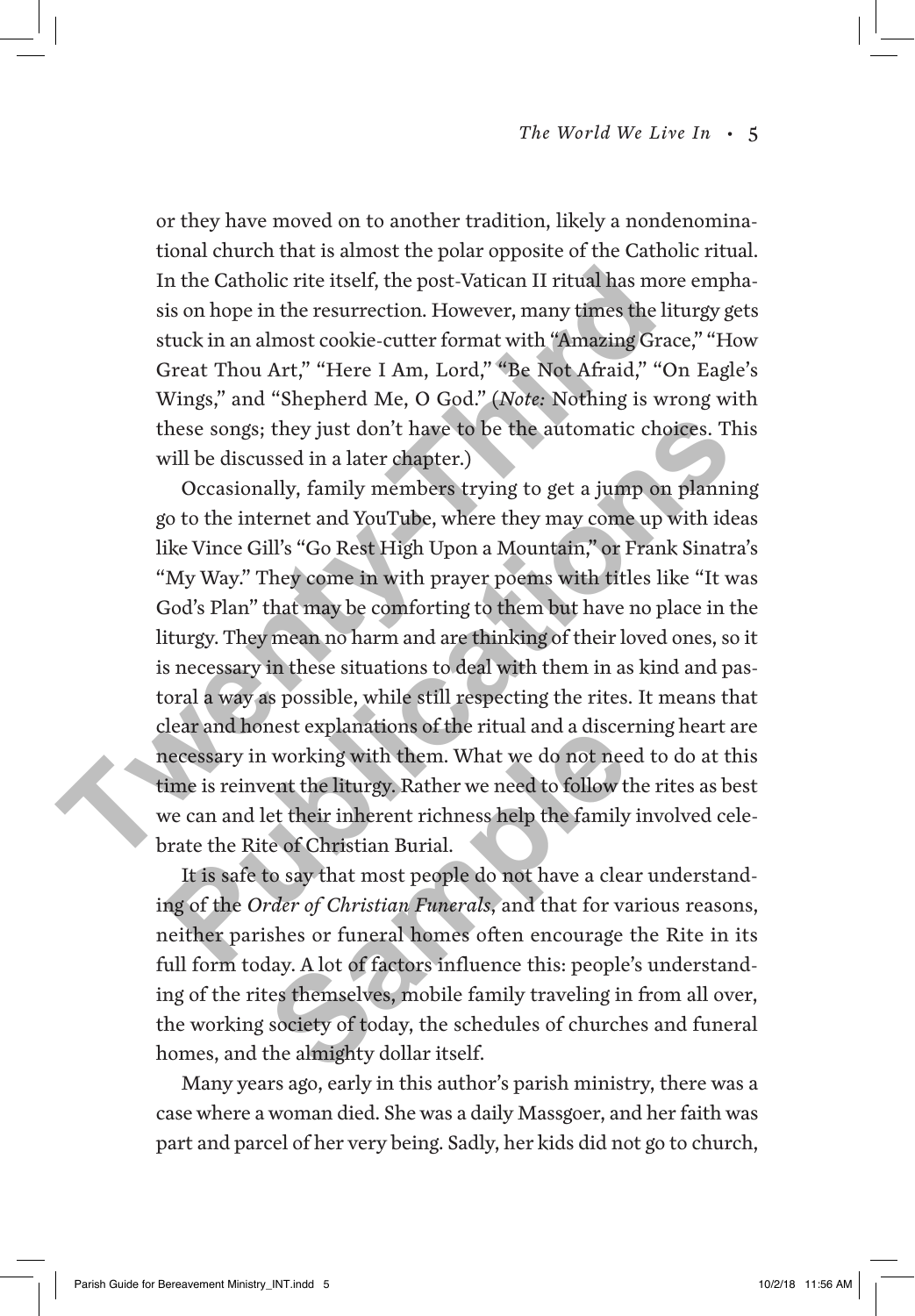or they have moved on to another tradition, likely a nondenominational church that is almost the polar opposite of the Catholic ritual. In the Catholic rite itself, the post-Vatican II ritual has more emphasis on hope in the resurrection. However, many times the liturgy gets stuck in an almost cookie-cutter format with "Amazing Grace," "How Great Thou Art," "Here I Am, Lord," "Be Not Afraid," "On Eagle's Wings," and "Shepherd Me, O God." (*Note:* Nothing is wrong with these songs; they just don't have to be the automatic choices. This will be discussed in a later chapter.)

Occasionally, family members trying to get a jump on planning go to the internet and YouTube, where they may come up with ideas like Vince Gill's "Go Rest High Upon a Mountain," or Frank Sinatra's "My Way." They come in with prayer poems with titles like "It was God's Plan" that may be comforting to them but have no place in the liturgy. They mean no harm and are thinking of their loved ones, so it is necessary in these situations to deal with them in as kind and pastoral a way as possible, while still respecting the rites. It means that clear and honest explanations of the ritual and a discerning heart are necessary in working with them. What we do not need to do at this time is reinvent the liturgy. Rather we need to follow the rites as best we can and let their inherent richness help the family involved celebrate the Rite of Christian Burial.

It is safe to say that most people do not have a clear understanding of the *Order of Christian Funerals*, and that for various reasons, neither parishes or funeral homes often encourage the Rite in its full form today. A lot of factors influence this: people's understanding of the rites themselves, mobile family traveling in from all over, the working society of today, the schedules of churches and funeral homes, and the almighty dollar itself.

Many years ago, early in this author's parish ministry, there was a case where a woman died. She was a daily Massgoer, and her faith was part and parcel of her very being. Sadly, her kids did not go to church,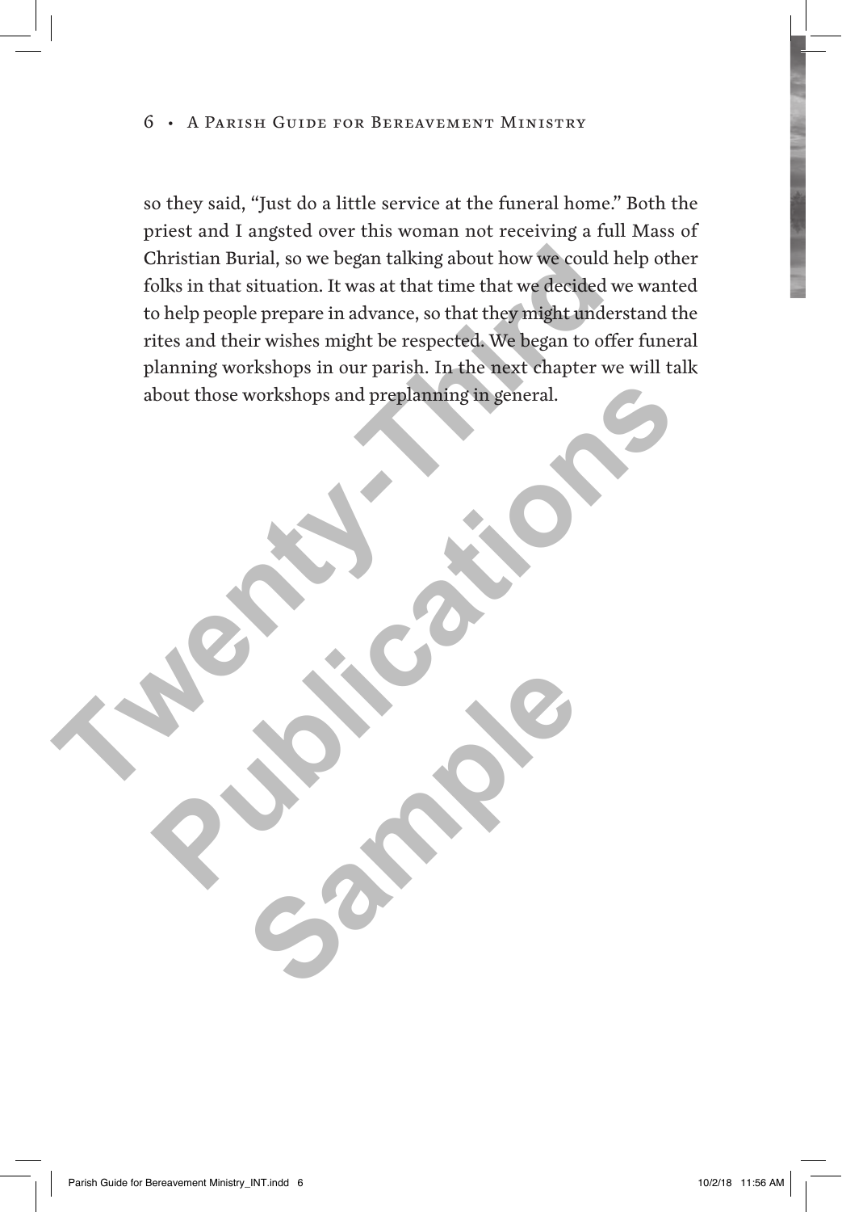so they said, "Just do a little service at the funeral home." Both the priest and I angsted over this woman not receiving a full Mass of Christian Burial, so we began talking about how we could help other folks in that situation. It was at that time that we decided we wanted to help people prepare in advance, so that they might understand the rites and their wishes might be respected. We began to offer funeral planning workshops in our parish. In the next chapter we will talk about those workshops and preplanning in general.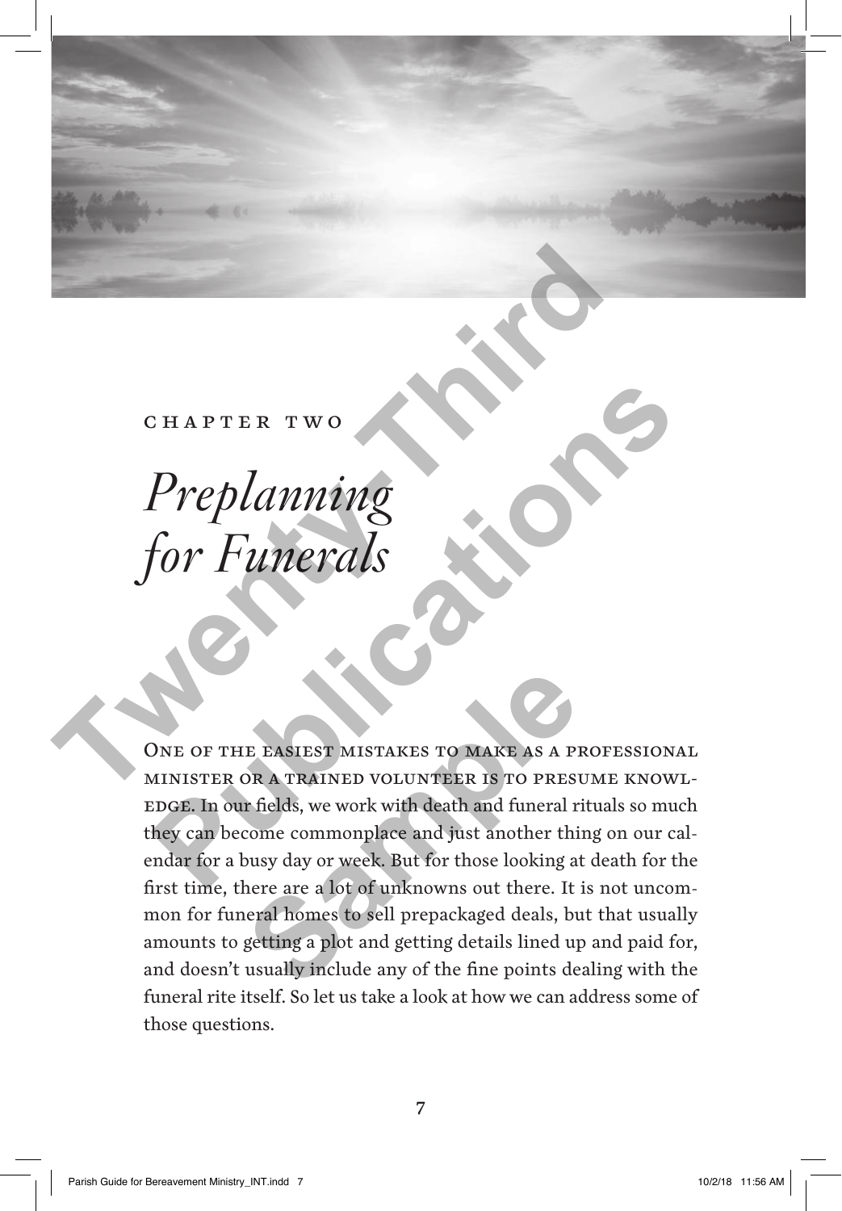CHAPTER TWO

# *Preplanning for Funerals*

One of the easiest mistakes to make as a professional minister or a trained volunteer is to presume knowledge. In our fields, we work with death and funeral rituals so much they can become commonplace and just another thing on our calendar for a busy day or week. But for those looking at death for the first time, there are a lot of unknowns out there. It is not uncommon for funeral homes to sell prepackaged deals, but that usually amounts to getting a plot and getting details lined up and paid for, and doesn't usually include any of the fine points dealing with the funeral rite itself. So let us take a look at how we can address some of those questions.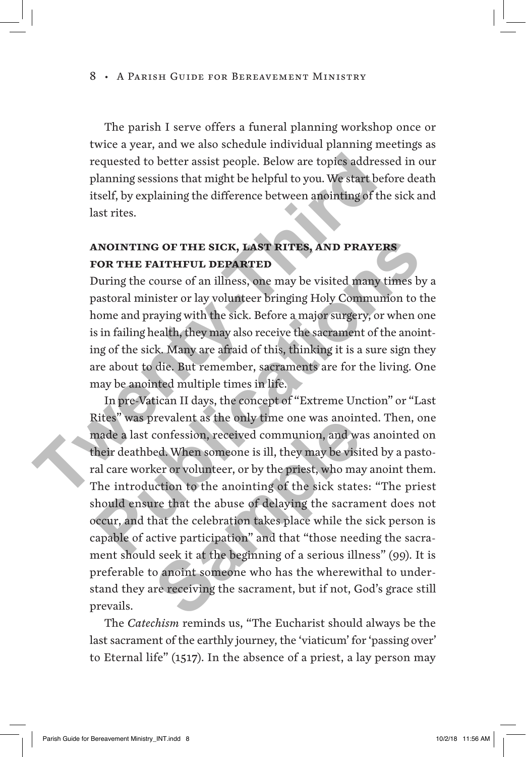The parish I serve offers a funeral planning workshop once or twice a year, and we also schedule individual planning meetings as requested to better assist people. Below are topics addressed in our planning sessions that might be helpful to you. We start before death itself, by explaining the difference between anointing of the sick and last rites.

## ANOINTING OF THE SICK, LAST RITES, AND PRAYERS FOR THE FAITHFUL DEPARTED

During the course of an illness, one may be visited many times by a pastoral minister or lay volunteer bringing Holy Communion to the home and praying with the sick. Before a major surgery, or when one is in failing health, they may also receive the sacrament of the anointing of the sick. Many are afraid of this, thinking it is a sure sign they are about to die. But remember, sacraments are for the living. One may be anointed multiple times in life.

In pre-Vatican II days, the concept of "Extreme Unction" or "Last Rites" was prevalent as the only time one was anointed. Then, one made a last confession, received communion, and was anointed on their deathbed. When someone is ill, they may be visited by a pastoral care worker or volunteer, or by the priest, who may anoint them. The introduction to the anointing of the sick states: "The priest should ensure that the abuse of delaying the sacrament does not occur, and that the celebration takes place while the sick person is capable of active participation" and that "those needing the sacrament should seek it at the beginning of a serious illness" (99). It is preferable to anoint someone who has the wherewithal to understand they are receiving the sacrament, but if not, God's grace still prevails.

The *Catechism* reminds us, "The Eucharist should always be the last sacrament of the earthly journey, the 'viaticum' for 'passing over' to Eternal life" (1517). In the absence of a priest, a lay person may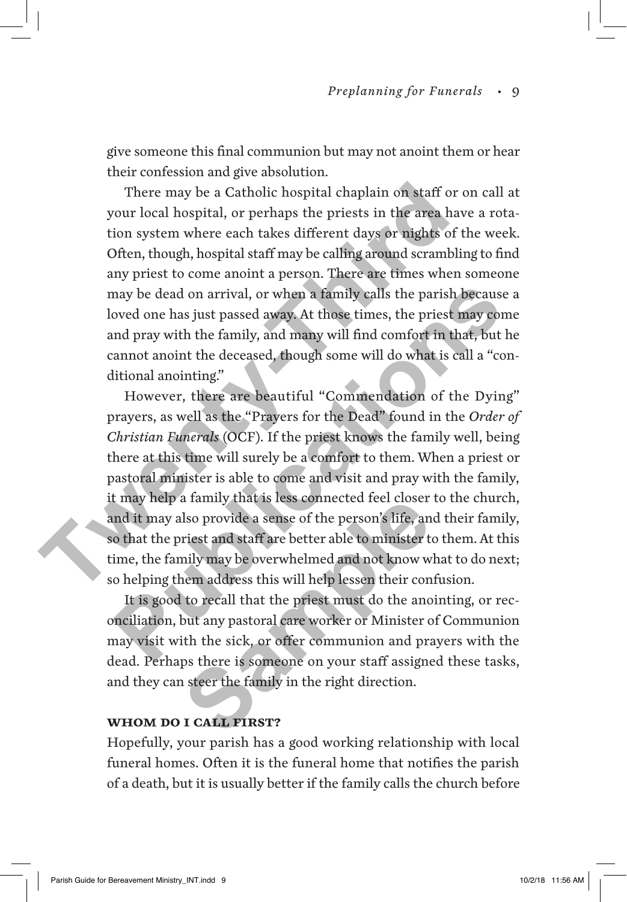give someone this final communion but may not anoint them or hear their confession and give absolution.

There may be a Catholic hospital chaplain on staff or on call at your local hospital, or perhaps the priests in the area have a rotation system where each takes different days or nights of the week. Often, though, hospital staff may be calling around scrambling to find any priest to come anoint a person. There are times when someone may be dead on arrival, or when a family calls the parish because a loved one has just passed away. At those times, the priest may come and pray with the family, and many will find comfort in that, but he cannot anoint the deceased, though some will do what is call a "conditional anointing."

However, there are beautiful "Commendation of the Dying" prayers, as well as the "Prayers for the Dead" found in the *Order of Christian Funerals* (OCF). If the priest knows the family well, being there at this time will surely be a comfort to them. When a priest or pastoral minister is able to come and visit and pray with the family, it may help a family that is less connected feel closer to the church, and it may also provide a sense of the person's life, and their family, so that the priest and staff are better able to minister to them. At this time, the family may be overwhelmed and not know what to do next; so helping them address this will help lessen their confusion.

It is good to recall that the priest must do the anointing, or reconciliation, but any pastoral care worker or Minister of Communion may visit with the sick, or offer communion and prayers with the dead. Perhaps there is someone on your staff assigned these tasks, and they can steer the family in the right direction.

### WHOM DO I CALL FIRST?

Hopefully, your parish has a good working relationship with local funeral homes. Often it is the funeral home that notifies the parish of a death, but it is usually better if the family calls the church before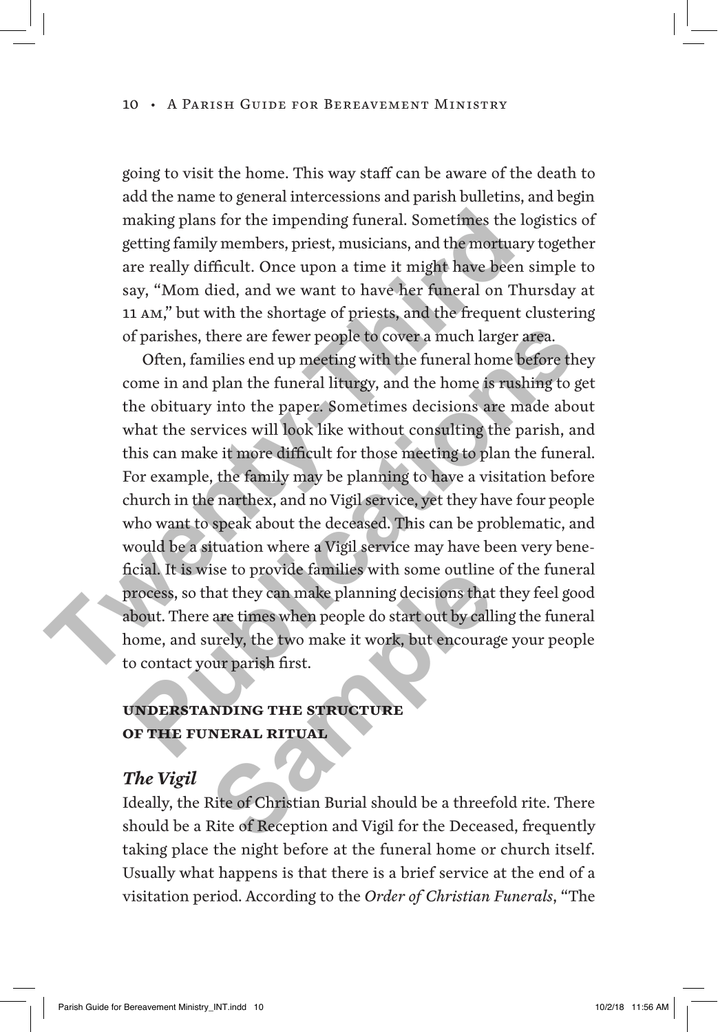going to visit the home. This way staff can be aware of the death to add the name to general intercessions and parish bulletins, and begin making plans for the impending funeral. Sometimes the logistics of getting family members, priest, musicians, and the mortuary together are really difficult. Once upon a time it might have been simple to say, "Mom died, and we want to have her funeral on Thursday at 11 AM," but with the shortage of priests, and the frequent clustering of parishes, there are fewer people to cover a much larger area.

Often, families end up meeting with the funeral home before they come in and plan the funeral liturgy, and the home is rushing to get the obituary into the paper. Sometimes decisions are made about what the services will look like without consulting the parish, and this can make it more difficult for those meeting to plan the funeral. For example, the family may be planning to have a visitation before church in the narthex, and no Vigil service, yet they have four people who want to speak about the deceased. This can be problematic, and would be a situation where a Vigil service may have been very beneficial. It is wise to provide families with some outline of the funeral process, so that they can make planning decisions that they feel good about. There are times when people do start out by calling the funeral home, and surely, the two make it work, but encourage your people to contact your parish first.

## UNDERSTANDING THE STRUCTURE OF THE FUNERAL RITUAL

### *The Vigil*

Ideally, the Rite of Christian Burial should be a threefold rite. There should be a Rite of Reception and Vigil for the Deceased, frequently taking place the night before at the funeral home or church itself. Usually what happens is that there is a brief service at the end of a visitation period. According to the *Order of Christian Funerals*, "The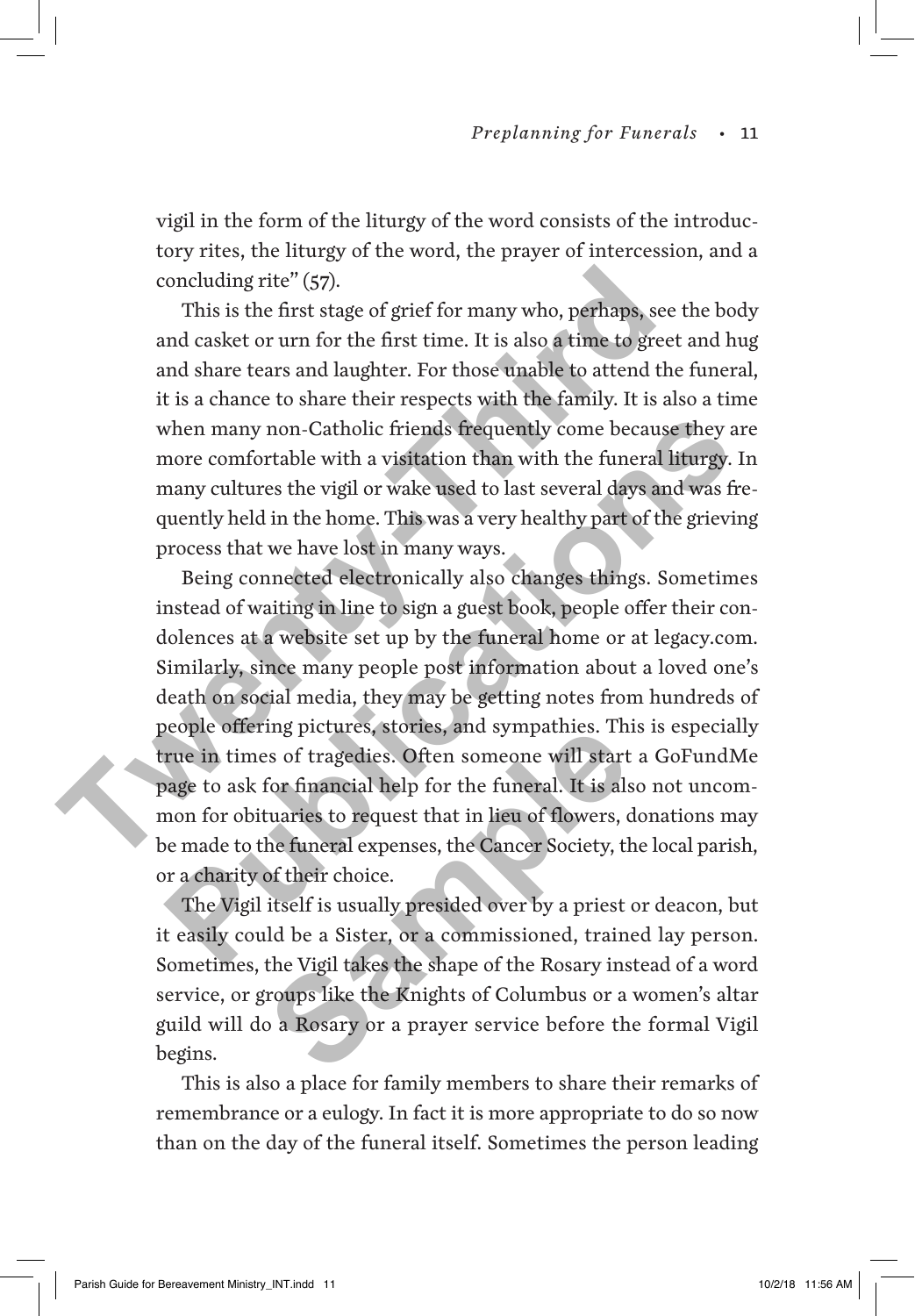vigil in the form of the liturgy of the word consists of the introductory rites, the liturgy of the word, the prayer of intercession, and a concluding rite" (57).

This is the first stage of grief for many who, perhaps, see the body and casket or urn for the first time. It is also a time to greet and hug and share tears and laughter. For those unable to attend the funeral, it is a chance to share their respects with the family. It is also a time when many non-Catholic friends frequently come because they are more comfortable with a visitation than with the funeral liturgy. In many cultures the vigil or wake used to last several days and was frequently held in the home. This was a very healthy part of the grieving process that we have lost in many ways.

Being connected electronically also changes things. Sometimes instead of waiting in line to sign a guest book, people offer their condolences at a website set up by the funeral home or at legacy.com. Similarly, since many people post information about a loved one's death on social media, they may be getting notes from hundreds of people offering pictures, stories, and sympathies. This is especially true in times of tragedies. Often someone will start a GoFundMe page to ask for financial help for the funeral. It is also not uncommon for obituaries to request that in lieu of flowers, donations may be made to the funeral expenses, the Cancer Society, the local parish, or a charity of their choice.

The Vigil itself is usually presided over by a priest or deacon, but it easily could be a Sister, or a commissioned, trained lay person. Sometimes, the Vigil takes the shape of the Rosary instead of a word service, or groups like the Knights of Columbus or a women's altar guild will do a Rosary or a prayer service before the formal Vigil begins.

This is also a place for family members to share their remarks of remembrance or a eulogy. In fact it is more appropriate to do so now than on the day of the funeral itself. Sometimes the person leading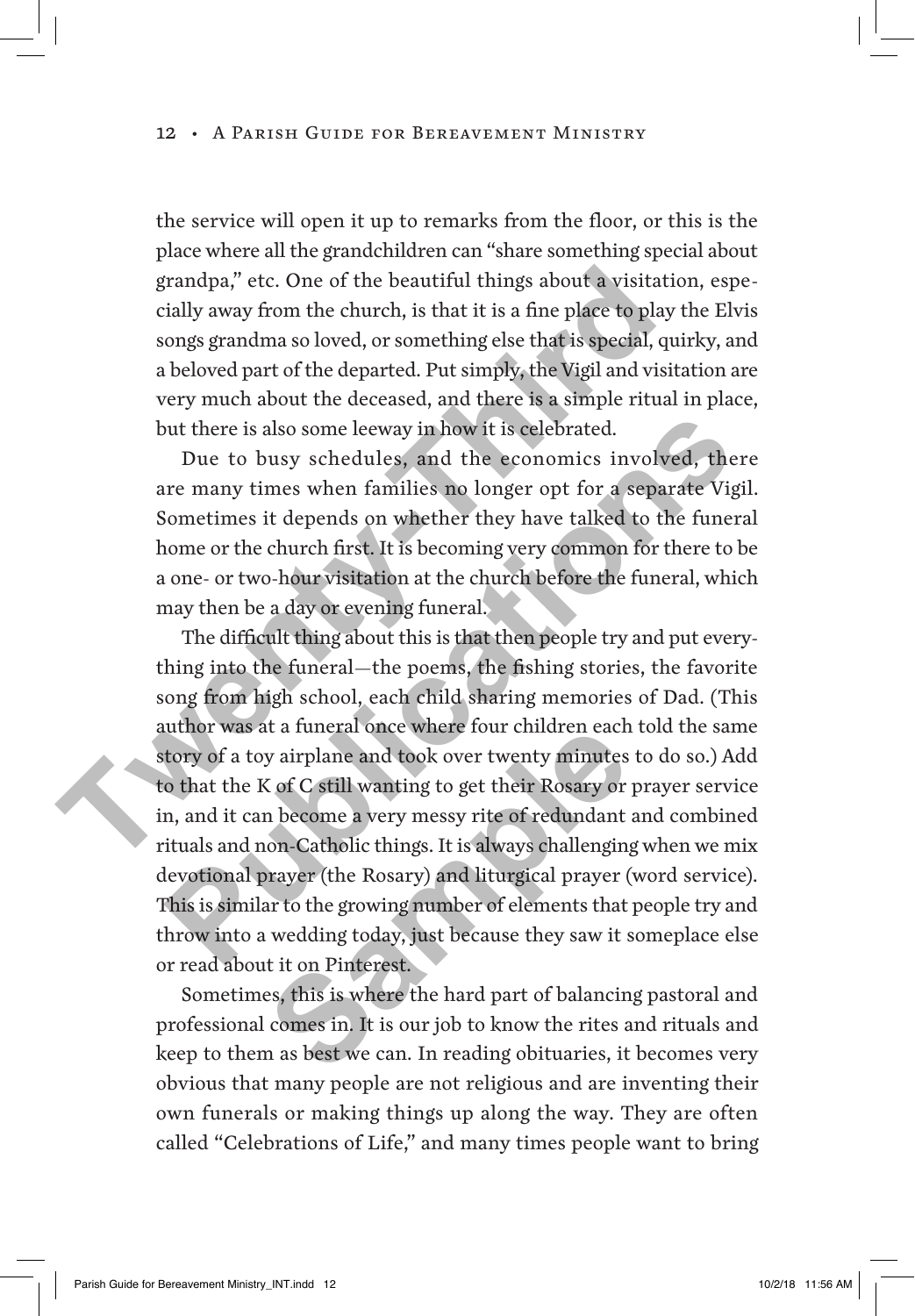the service will open it up to remarks from the floor, or this is the place where all the grandchildren can "share something special about grandpa," etc. One of the beautiful things about a visitation, especially away from the church, is that it is a fine place to play the Elvis songs grandma so loved, or something else that is special, quirky, and a beloved part of the departed. Put simply, the Vigil and visitation are very much about the deceased, and there is a simple ritual in place, but there is also some leeway in how it is celebrated.

Due to busy schedules, and the economics involved, there are many times when families no longer opt for a separate Vigil. Sometimes it depends on whether they have talked to the funeral home or the church first. It is becoming very common for there to be a one- or two-hour visitation at the church before the funeral, which may then be a day or evening funeral.

The difficult thing about this is that then people try and put everything into the funeral—the poems, the fishing stories, the favorite song from high school, each child sharing memories of Dad. (This author was at a funeral once where four children each told the same story of a toy airplane and took over twenty minutes to do so.) Add to that the K of C still wanting to get their Rosary or prayer service in, and it can become a very messy rite of redundant and combined rituals and non-Catholic things. It is always challenging when we mix devotional prayer (the Rosary) and liturgical prayer (word service). This is similar to the growing number of elements that people try and throw into a wedding today, just because they saw it someplace else or read about it on Pinterest.

Sometimes, this is where the hard part of balancing pastoral and professional comes in. It is our job to know the rites and rituals and keep to them as best we can. In reading obituaries, it becomes very obvious that many people are not religious and are inventing their own funerals or making things up along the way. They are often called "Celebrations of Life," and many times people want to bring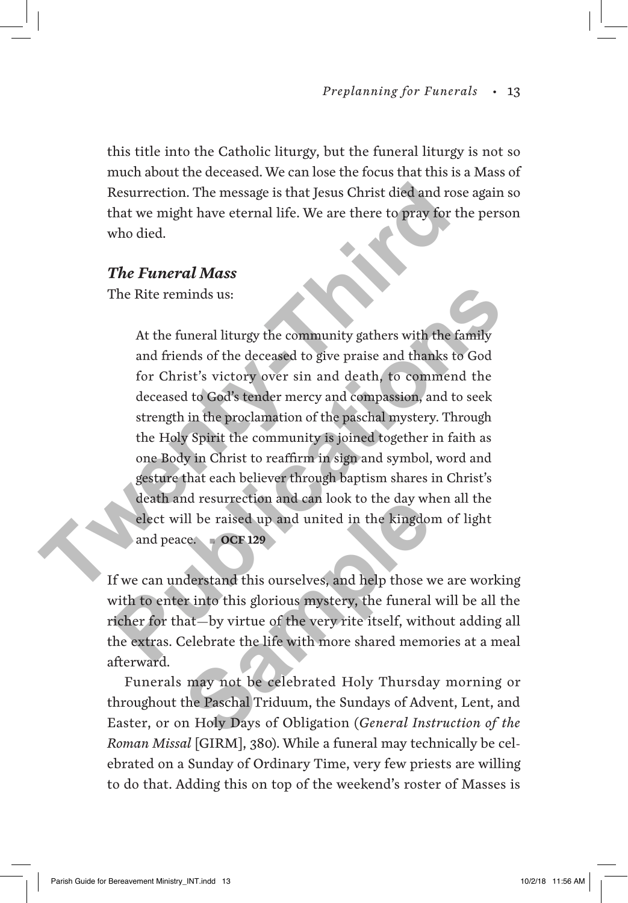this title into the Catholic liturgy, but the funeral liturgy is not so much about the deceased. We can lose the focus that this is a Mass of Resurrection. The message is that Jesus Christ died and rose again so that we might have eternal life. We are there to pray for the person who died.

### *The Funeral Mass*

The Rite reminds us:

> At the funeral liturgy the community gathers with the family and friends of the deceased to give praise and thanks to God for Christ's victory over sin and death, to commend the deceased to God's tender mercy and compassion, and to seek strength in the proclamation of the paschal mystery. Through the Holy Spirit the community is joined together in faith as one Body in Christ to reaffirm in sign and symbol, word and gesture that each believer through baptism shares in Christ's death and resurrection and can look to the day when all the elect will be raised up and united in the kingdom of light and peace. **OCF 129**

If we can understand this ourselves, and help those we are working with to enter into this glorious mystery, the funeral will be all the richer for that—by virtue of the very rite itself, without adding all the extras. Celebrate the life with more shared memories at a meal afterward.

Funerals may not be celebrated Holy Thursday morning or throughout the Paschal Triduum, the Sundays of Advent, Lent, and Easter, or on Holy Days of Obligation (*General Instruction of the Roman Missal* [GIRM], 380). While a funeral may technically be celebrated on a Sunday of Ordinary Time, very few priests are willing to do that. Adding this on top of the weekend's roster of Masses is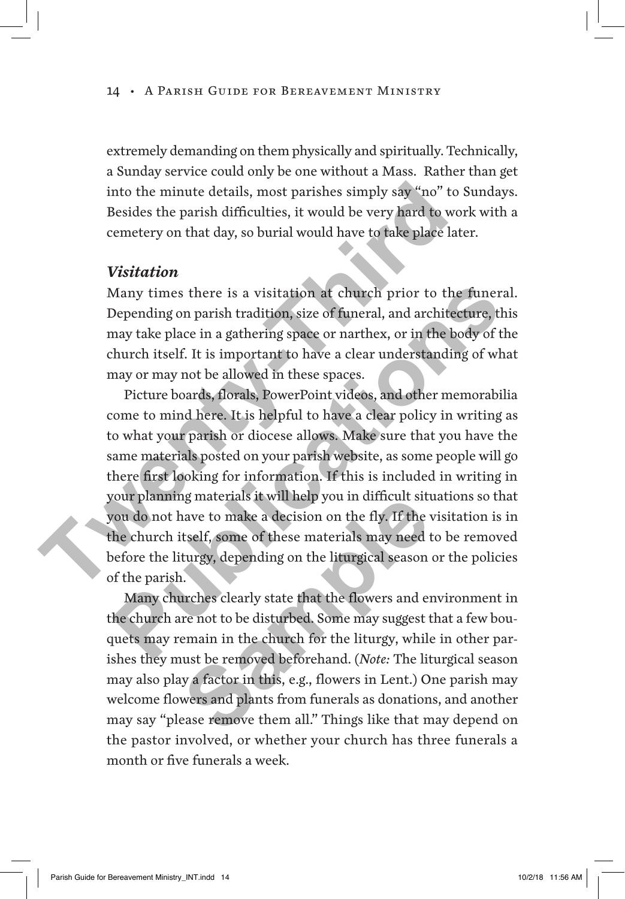extremely demanding on them physically and spiritually. Technically, a Sunday service could only be one without a Mass. Rather than get into the minute details, most parishes simply say "no" to Sundays. Besides the parish difficulties, it would be very hard to work with a cemetery on that day, so burial would have to take place later.

### *Visitation*

Many times there is a visitation at church prior to the funeral. Depending on parish tradition, size of funeral, and architecture, this may take place in a gathering space or narthex, or in the body of the church itself. It is important to have a clear understanding of what may or may not be allowed in these spaces.

Picture boards, florals, PowerPoint videos, and other memorabilia come to mind here. It is helpful to have a clear policy in writing as to what your parish or diocese allows. Make sure that you have the same materials posted on your parish website, as some people will go there first looking for information. If this is included in writing in your planning materials it will help you in difficult situations so that you do not have to make a decision on the fly. If the visitation is in the church itself, some of these materials may need to be removed before the liturgy, depending on the liturgical season or the policies of the parish.

Many churches clearly state that the flowers and environment in the church are not to be disturbed. Some may suggest that a few bouquets may remain in the church for the liturgy, while in other parishes they must be removed beforehand. (*Note:* The liturgical season may also play a factor in this, e.g., flowers in Lent.) One parish may welcome flowers and plants from funerals as donations, and another may say "please remove them all." Things like that may depend on the pastor involved, or whether your church has three funerals a month or five funerals a week.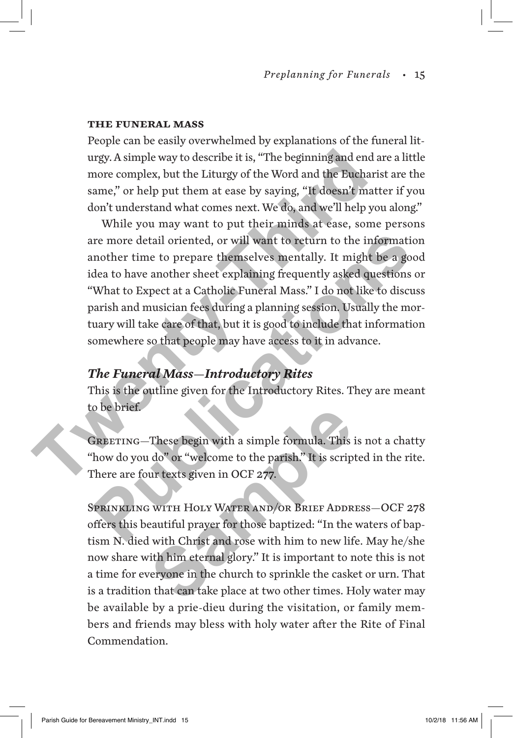### THE FUNERAL MASS

People can be easily overwhelmed by explanations of the funeral liturgy. A simple way to describe it is, "The beginning and end are a little more complex, but the Liturgy of the Word and the Eucharist are the same," or help put them at ease by saying, "It doesn't matter if you don't understand what comes next. We do, and we'll help you along."

While you may want to put their minds at ease, some persons are more detail oriented, or will want to return to the information another time to prepare themselves mentally. It might be a good idea to have another sheet explaining frequently asked questions or "What to Expect at a Catholic Funeral Mass." I do not like to discuss parish and musician fees during a planning session. Usually the mortuary will take care of that, but it is good to include that information somewhere so that people may have access to it in advance.

## *The Funeral Mass—Introductory Rites*

This is the outline given for the Introductory Rites. They are meant to be brief.

GREETING—These begin with a simple formula. This is not a chatty "how do you do" or "welcome to the parish." It is scripted in the rite. There are four texts given in OCF 277.

SPRINKLING WITH HOLY WATER AND/OR BRIEF ADDRESS—OCF 278 offers this beautiful prayer for those baptized: "In the waters of baptism N. died with Christ and rose with him to new life. May he/she now share with him eternal glory." It is important to note this is not a time for everyone in the church to sprinkle the casket or urn. That is a tradition that can take place at two other times. Holy water may be available by a prie-dieu during the visitation, or family members and friends may bless with holy water after the Rite of Final Commendation.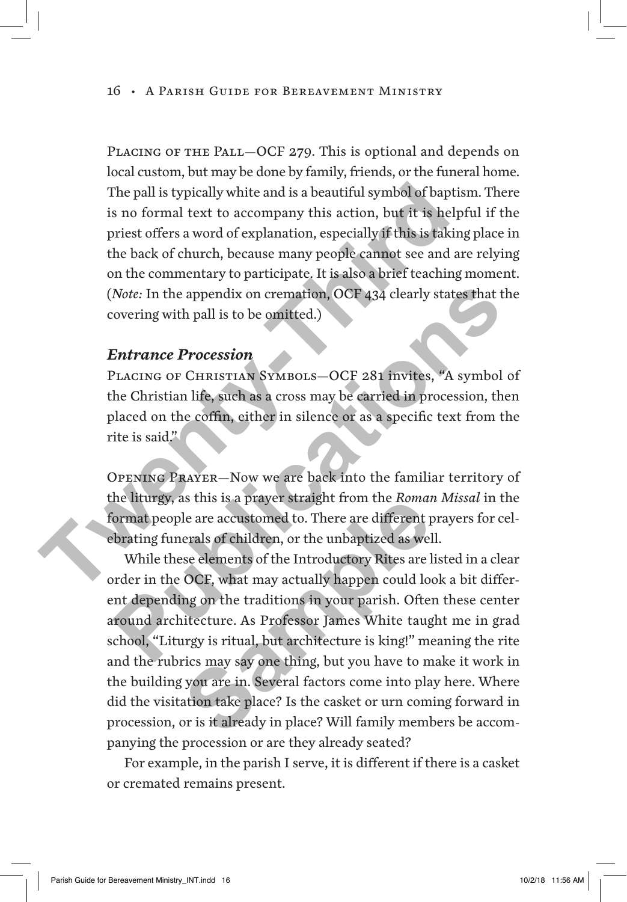Placing of the Pall—OCF 279. This is optional and depends on local custom, but may be done by family, friends, or the funeral home. The pall is typically white and is a beautiful symbol of baptism. There is no formal text to accompany this action, but it is helpful if the priest offers a word of explanation, especially if this is taking place in the back of church, because many people cannot see and are relying on the commentary to participate. It is also a brief teaching moment. (*Note:* In the appendix on cremation, OCF 434 clearly states that the covering with pall is to be omitted.)

### *Entrance Procession*

Placing of Christian Symbols—OCF 281 invites, "A symbol of the Christian life, such as a cross may be carried in procession, then placed on the coffin, either in silence or as a specific text from the rite is said."

Opening Prayer—Now we are back into the familiar territory of the liturgy, as this is a prayer straight from the *Roman Missal* in the format people are accustomed to. There are different prayers for celebrating funerals of children, or the unbaptized as well.

While these elements of the Introductory Rites are listed in a clear order in the OCF, what may actually happen could look a bit different depending on the traditions in your parish. Often these center around architecture. As Professor James White taught me in grad school, "Liturgy is ritual, but architecture is king!" meaning the rite and the rubrics may say one thing, but you have to make it work in the building you are in. Several factors come into play here. Where did the visitation take place? Is the casket or urn coming forward in procession, or is it already in place? Will family members be accompanying the procession or are they already seated?

For example, in the parish I serve, it is different if there is a casket or cremated remains present.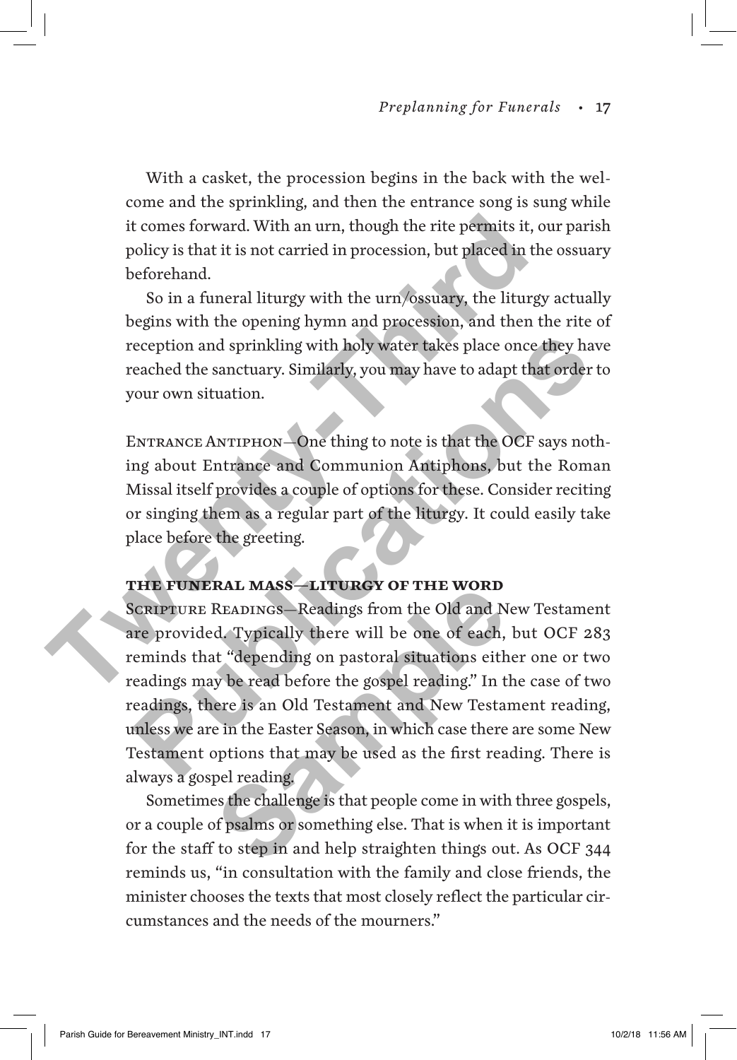With a casket, the procession begins in the back with the welcome and the sprinkling, and then the entrance song is sung while it comes forward. With an urn, though the rite permits it, our parish policy is that it is not carried in procession, but placed in the ossuary beforehand.

So in a funeral liturgy with the urn/ossuary, the liturgy actually begins with the opening hymn and procession, and then the rite of reception and sprinkling with holy water takes place once they have reached the sanctuary. Similarly, you may have to adapt that order to your own situation.

ENTRANCE ANTIPHON—One thing to note is that the OCF says nothing about Entrance and Communion Antiphons, but the Roman Missal itself provides a couple of options for these. Consider reciting or singing them as a regular part of the liturgy. It could easily take place before the greeting.

### THE FUNERAL MASS—LITURGY OF THE WORD

SCRIPTURE READINGS—Readings from the Old and New Testament are provided. Typically there will be one of each, but OCF 283 reminds that "depending on pastoral situations either one or two readings may be read before the gospel reading." In the case of two readings, there is an Old Testament and New Testament reading, unless we are in the Easter Season, in which case there are some New Testament options that may be used as the first reading. There is always a gospel reading.

Sometimes the challenge is that people come in with three gospels, or a couple of psalms or something else. That is when it is important for the staff to step in and help straighten things out. As OCF 344 reminds us, "in consultation with the family and close friends, the minister chooses the texts that most closely reflect the particular circumstances and the needs of the mourners."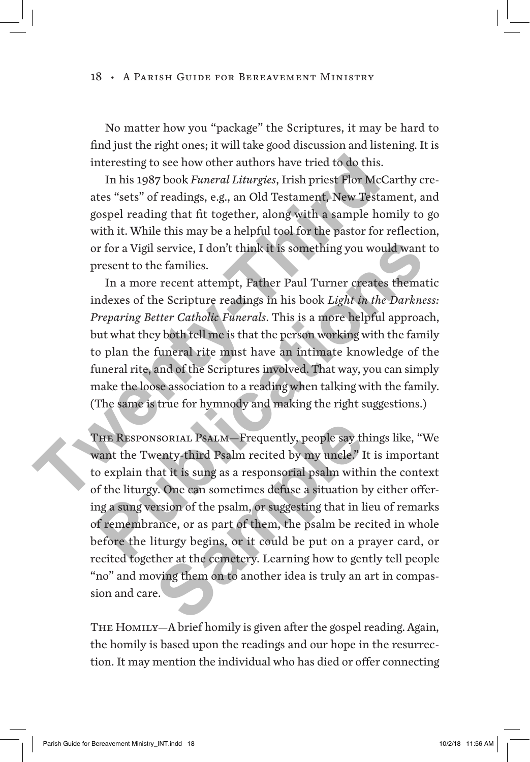No matter how you "package" the Scriptures, it may be hard to find just the right ones; it will take good discussion and listening. It is interesting to see how other authors have tried to do this.

In his 1987 book *Funeral Liturgies*, Irish priest Flor McCarthy creates "sets" of readings, e.g., an Old Testament, New Testament, and gospel reading that fit together, along with a sample homily to go with it. While this may be a helpful tool for the pastor for reflection, or for a Vigil service, I don't think it is something you would want to present to the families.

In a more recent attempt, Father Paul Turner creates thematic indexes of the Scripture readings in his book *Light in the Darkness: Preparing Better Catholic Funerals*. This is a more helpful approach, but what they both tell me is that the person working with the family to plan the funeral rite must have an intimate knowledge of the funeral rite, and of the Scriptures involved. That way, you can simply make the loose association to a reading when talking with the family. (The same is true for hymnody and making the right suggestions.)

The Responsorial Psalm—Frequently, people say things like, "We want the Twenty-third Psalm recited by my uncle." It is important to explain that it is sung as a responsorial psalm within the context of the liturgy. One can sometimes defuse a situation by either offering a sung version of the psalm, or suggesting that in lieu of remarks of remembrance, or as part of them, the psalm be recited in whole before the liturgy begins, or it could be put on a prayer card, or recited together at the cemetery. Learning how to gently tell people "no" and moving them on to another idea is truly an art in compassion and care.

The Homily—A brief homily is given after the gospel reading. Again, the homily is based upon the readings and our hope in the resurrection. It may mention the individual who has died or offer connecting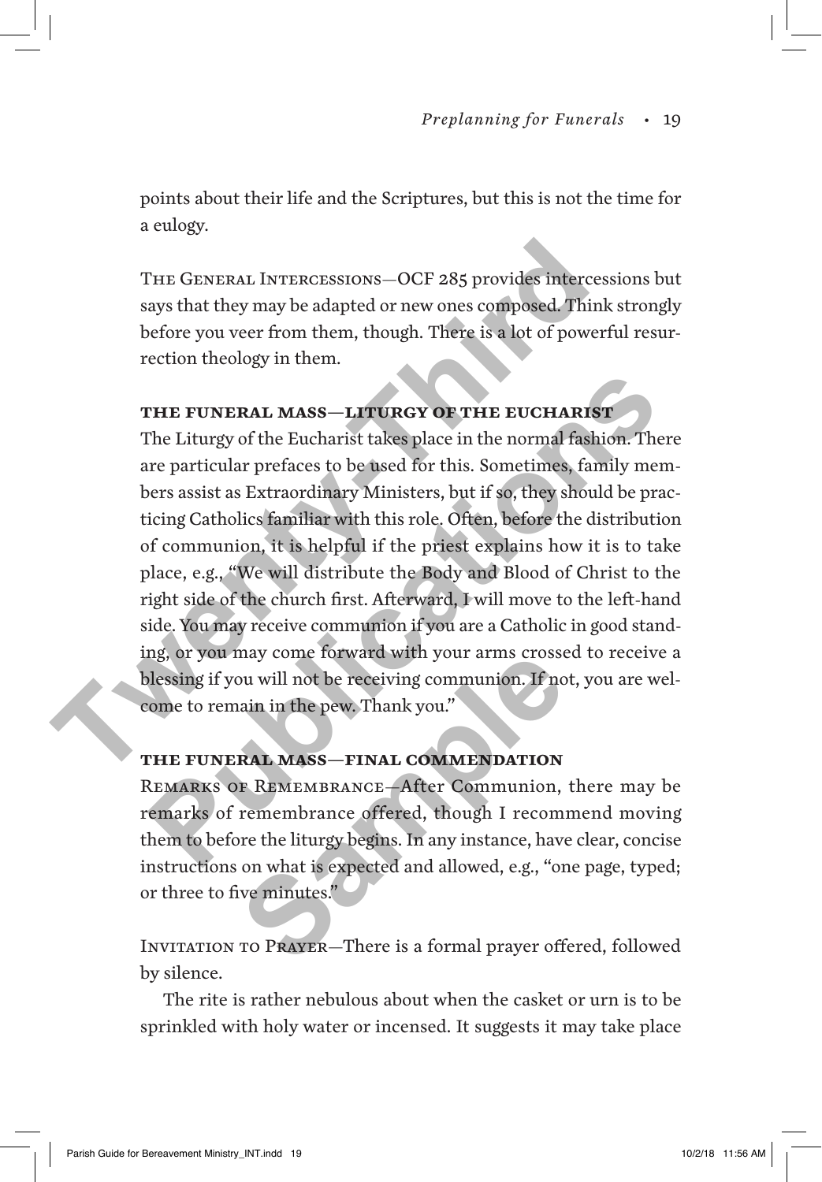points about their life and the Scriptures, but this is not the time for a eulogy.

The General Intercessions—OCF 285 provides intercessions but says that they may be adapted or new ones composed. Think strongly before you veer from them, though. There is a lot of powerful resurrection theology in them.

### THE FUNERAL MASS—LITURGY OF THE EUCHARIST

The Liturgy of the Eucharist takes place in the normal fashion. There are particular prefaces to be used for this. Sometimes, family members assist as Extraordinary Ministers, but if so, they should be practicing Catholics familiar with this role. Often, before the distribution of communion, it is helpful if the priest explains how it is to take place, e.g., "We will distribute the Body and Blood of Christ to the right side of the church first. Afterward, I will move to the left-hand side. You may receive communion if you are a Catholic in good standing, or you may come forward with your arms crossed to receive a blessing if you will not be receiving communion. If not, you are welcome to remain in the pew. Thank you."

### THE FUNERAL MASS—FINAL COMMENDATION

Remarks of Remembrance—After Communion, there may be remarks of remembrance offered, though I recommend moving them to before the liturgy begins. In any instance, have clear, concise instructions on what is expected and allowed, e.g., "one page, typed; or three to five minutes."

Invitation to Prayer—There is a formal prayer offered, followed by silence.

The rite is rather nebulous about when the casket or urn is to be sprinkled with holy water or incensed. It suggests it may take place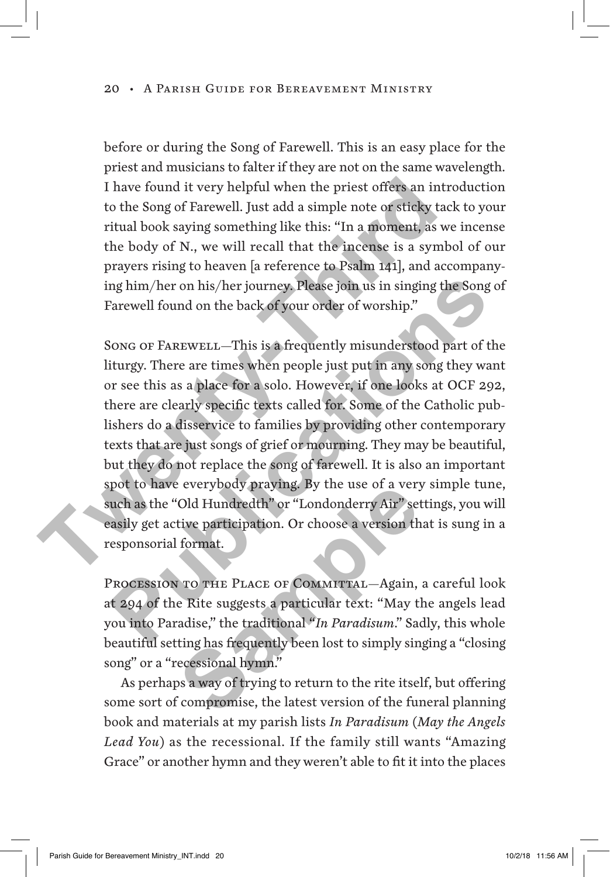before or during the Song of Farewell. This is an easy place for the priest and musicians to falter if they are not on the same wavelength. I have found it very helpful when the priest offers an introduction to the Song of Farewell. Just add a simple note or sticky tack to your ritual book saying something like this: "In a moment, as we incense the body of N., we will recall that the incense is a symbol of our prayers rising to heaven [a reference to Psalm 141], and accompanying him/her on his/her journey. Please join us in singing the Song of Farewell found on the back of your order of worship."

Song of Farewell—This is a frequently misunderstood part of the liturgy. There are times when people just put in any song they want or see this as a place for a solo. However, if one looks at OCF 292, there are clearly specific texts called for. Some of the Catholic publishers do a disservice to families by providing other contemporary texts that are just songs of grief or mourning. They may be beautiful, but they do not replace the song of farewell. It is also an important spot to have everybody praying. By the use of a very simple tune, such as the "Old Hundredth" or "Londonderry Air" settings, you will easily get active participation. Or choose a version that is sung in a responsorial format.

Procession to the Place of Committal—Again, a careful look at 294 of the Rite suggests a particular text: "May the angels lead you into Paradise," the traditional "*In Paradisum*." Sadly, this whole beautiful setting has frequently been lost to simply singing a "closing song" or a "recessional hymn."

As perhaps a way of trying to return to the rite itself, but offering some sort of compromise, the latest version of the funeral planning book and materials at my parish lists *In Paradisum* (*May the Angels Lead You*) as the recessional. If the family still wants "Amazing Grace" or another hymn and they weren't able to fit it into the places